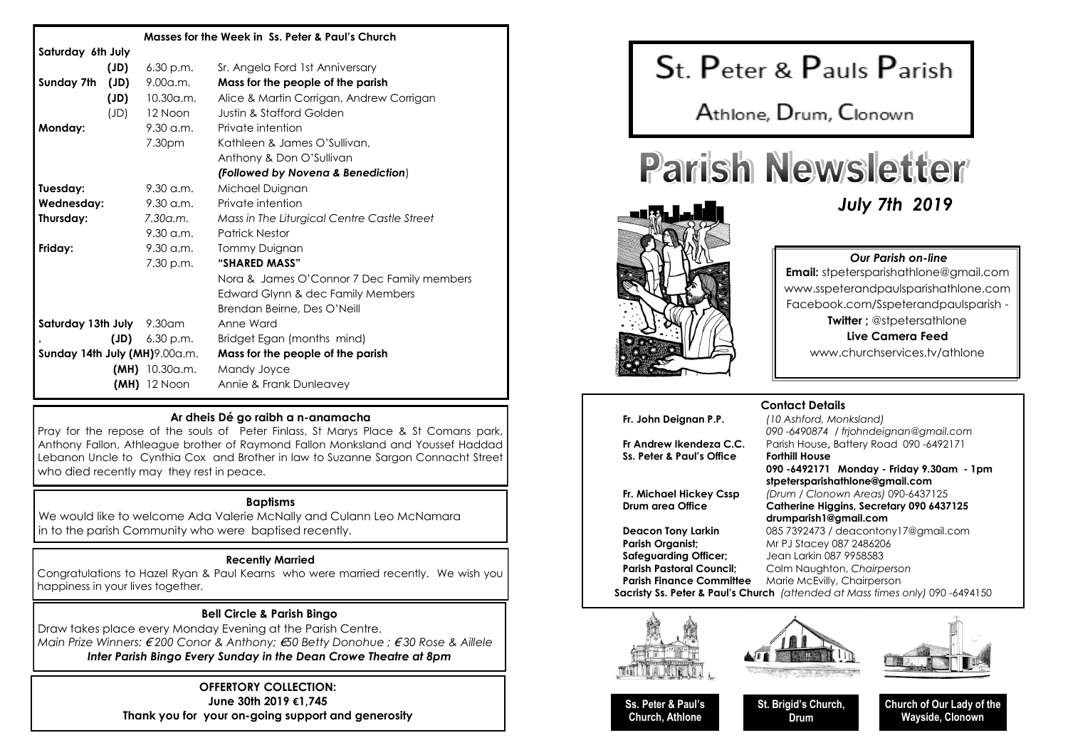## Masses for the Week in Ss. Peter & Paul's Church

| Day | | Time | Intention |
|---|---|---|---|
| **Saturday 6th July** | | | |
| | **(JD)** | 6.30 p.m. | Sr. Angela Ford 1st Anniversary |
| **Sunday 7th** | **(JD)** | 9.00a.m. | **Mass for the people of the parish** |
| | **(JD)** | 10.30a.m. | Alice & Martin Corrigan, Andrew Corrigan |
| | (JD) | 12 Noon | Justin & Stafford Golden |
| **Monday:** | | 9.30 a.m. | Private intention |
| | | 7.30pm | Kathleen & James O'Sullivan, Anthony & Don O'Sullivan ***(Followed by Novena & Benediction)*** |
| **Tuesday:** | | 9.30 a.m. | Michael Duignan |
| **Wednesday:** | | 9.30 a.m. | Private intention |
| **Thursday:** | | *7.30a.m.* | *Mass in The Liturgical Centre Castle Street* |
| | | 9.30 a.m. | Patrick Nestor |
| **Friday:** | | 9.30 a.m. | Tommy Duignan |
| | | 7.30 p.m. | **"SHARED MASS"** Nora & James O'Connor 7 Dec Family members, Edward Glynn & dec Family Members, Brendan Beirne, Des O'Neill |
| **Saturday 13th July** | | 9.30am | Anne Ward |
| . | **(JD)** | 6.30 p.m. | Bridget Egan (months mind) |
| **Sunday 14th July** | **(MH)** | 9.00a.m. | **Mass for the people of the parish** |
| | **(MH)** | 10.30a.m. | Mandy Joyce |
| | **(MH)** | 12 Noon | Annie & Frank Dunleavey |

### Ar dheis Dé go raibh a n-anamacha

Pray for the repose of the souls of Peter Finlass, St Marys Place & St Comans park, Anthony Fallon, Athleague brother of Raymond Fallon Monksland and Youssef Haddad Lebanon Uncle to Cynthia Cox and Brother in law to Suzanne Sargon Connacht Street who died recently may they rest in peace.

### Baptisms

We would like to welcome Ada Valerie McNally and Culann Leo McNamara in to the parish Community who were baptised recently.

### Recently Married

Congratulations to Hazel Ryan & Paul Kearns who were married recently. We wish you happiness in your lives together.

### Bell Circle & Parish Bingo

Draw takes place every Monday Evening at the Parish Centre.

*Main Prize Winners: €200 Conor & Anthony; €50 Betty Donohue ; €30 Rose & Aillele*

***Inter Parish Bingo Every Sunday in the Dean Crowe Theatre at 8pm***

**OFFERTORY COLLECTION:**
**June 30th 2019 €1,745**
**Thank you for your on-going support and generosity**

# St. Peter & Pauls Parish

## Athlone, Drum, Clonown

# Parish Newsletter

***July 7th 2019***

### *Our Parish on-line*

**Email:** stpetersparishathlone@gmail.com
www.sspeterandpaulsparishathlone.com
Facebook.com/Sspeterandpaulsparish -
**Twitter ;** @stpetersathlone
**Live Camera Feed**
www.churchservices.tv/athlone

### Contact Details

| | |
|---|---|
| **Fr. John Deignan P.P.** | *(10 Ashford, Monksland)* *090 -6490874 / frjohndeignan@gmail.com* |
| **Fr Andrew Ikendeza C.C.** | Parish House**,** Battery Road 090 -6492171 |
| **Ss. Peter & Paul's Office** | **Forthill House** **090 -6492171 Monday - Friday 9.30am - 1pm** **stpetersparishathlone@gmail.com** |
| **Fr. Michael Hickey Cssp** | *(Drum / Clonown Areas)* 090-6437125 |
| **Drum area Office** | **Catherine Higgins, Secretary 090 6437125** **drumparish1@gmail.com** |
| **Deacon Tony Larkin** | 085 7392473 / deacontony17@gmail.com |
| **Parish Organist;** | Mr PJ Stacey 087 2486206 |
| **Safeguarding Officer;** | Jean Larkin 087 9958583 |
| **Parish Pastoral Council;** | Colm Naughton, *Chairperson* |
| **Parish Finance Committee** | Marie McEvilly, Chairperson |

**Sacristy Ss. Peter & Paul's Church** *(attended at Mass times only)* 090 -6494150

**Ss. Peter & Paul's Church, Athlone** | **St. Brigid's Church, Drum** | **Church of Our Lady of the Wayside, Clonown**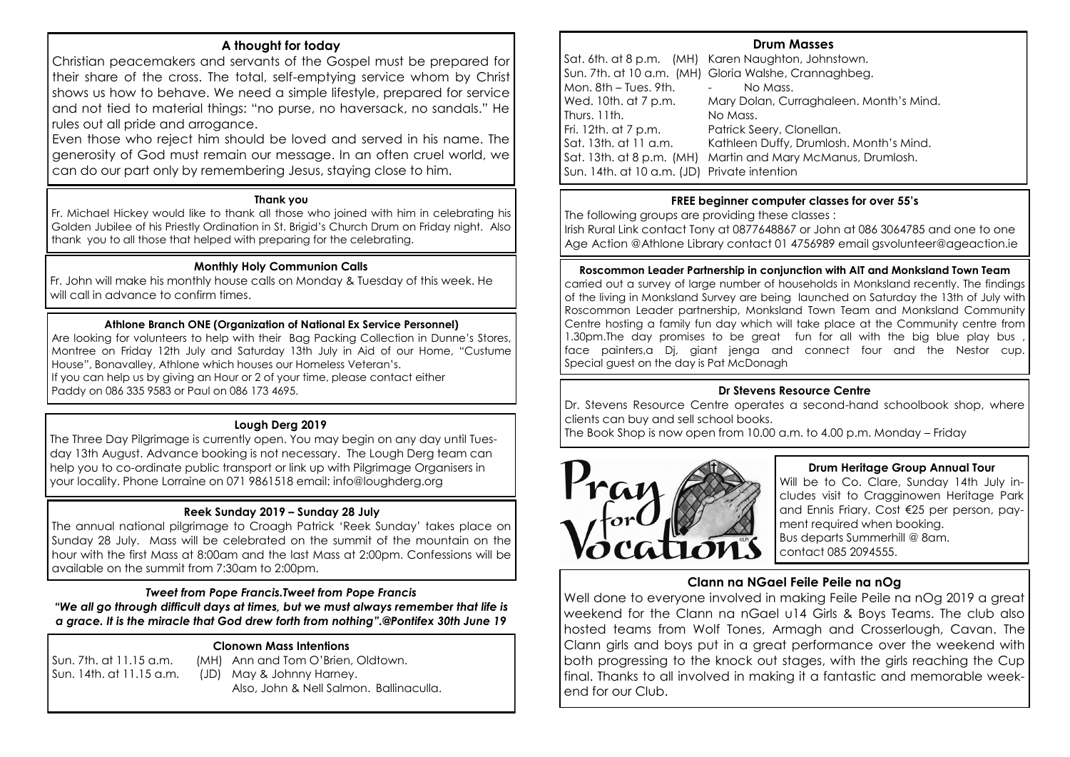## A thought for today

Christian peacemakers and servants of the Gospel must be prepared for their share of the cross. The total, self-emptying service whom by Christ shows us how to behave. We need a simple lifestyle, prepared for service and not tied to material things: "no purse, no haversack, no sandals." He rules out all pride and arrogance.

Even those who reject him should be loved and served in his name. The generosity of God must remain our message. In an often cruel world, we can do our part only by remembering Jesus, staying close to him.

### Thank you

Fr. Michael Hickey would like to thank all those who joined with him in celebrating his Golden Jubilee of his Priestly Ordination in St. Brigid's Church Drum on Friday night. Also thank you to all those that helped with preparing for the celebrating.

### Monthly Holy Communion Calls

Fr. John will make his monthly house calls on Monday & Tuesday of this week. He will call in advance to confirm times.

### Athlone Branch ONE (Organization of National Ex Service Personnel)

Are looking for volunteers to help with their Bag Packing Collection in Dunne's Stores, Montree on Friday 12th July and Saturday 13th July in Aid of our Home, "Custume House", Bonavalley, Athlone which houses our Homeless Veteran's.

If you can help us by giving an Hour or 2 of your time, please contact either Paddy on 086 335 9583 or Paul on 086 173 4695.

### Lough Derg 2019

The Three Day Pilgrimage is currently open. You may begin on any day until Tuesday 13th August. Advance booking is not necessary. The Lough Derg team can help you to co-ordinate public transport or link up with Pilgrimage Organisers in your locality. Phone Lorraine on 071 9861518 email: info@loughderg.org

### Reek Sunday 2019 – Sunday 28 July

The annual national pilgrimage to Croagh Patrick 'Reek Sunday' takes place on Sunday 28 July. Mass will be celebrated on the summit of the mountain on the hour with the first Mass at 8:00am and the last Mass at 2:00pm. Confessions will be available on the summit from 7:30am to 2:00pm.

***Tweet from Pope Francis.Tweet from Pope Francis***

***"We all go through difficult days at times, but we must always remember that life is a grace. It is the miracle that God drew forth from nothing".@Pontifex 30th June 19***

### Clonown Mass Intentions

| | | |
|---|---|---|
| Sun. 7th. at 11.15 a.m. | (MH) | Ann and Tom O'Brien, Oldtown. |
| Sun. 14th. at 11.15 a.m. | (JD) | May & Johnny Harney. Also, John & Nell Salmon. Ballinaculla. |

### Drum Masses

| | |
|---|---|
| Sat. 6th. at 8 p.m. (MH) | Karen Naughton, Johnstown. |
| Sun. 7th. at 10 a.m. (MH) | Gloria Walshe, Crannaghbeg. |
| Mon. 8th – Tues. 9th. | - No Mass. |
| Wed. 10th. at 7 p.m. | Mary Dolan, Curraghaleen. Month's Mind. |
| Thurs. 11th. | No Mass. |
| Fri. 12th. at 7 p.m. | Patrick Seery, Clonellan. |
| Sat. 13th. at 11 a.m. | Kathleen Duffy, Drumlosh. Month's Mind. |
| Sat. 13th. at 8 p.m. (MH) | Martin and Mary McManus, Drumlosh. |
| Sun. 14th. at 10 a.m. (JD) | Private intention |

### FREE beginner computer classes for over 55's

The following groups are providing these classes :

Irish Rural Link contact Tony at 0877648867 or John at 086 3064785 and one to one Age Action @Athlone Library contact 01 4756989 email gsvolunteer@ageaction.ie

### Roscommon Leader Partnership in conjunction with AIT and Monksland Town Team

carried out a survey of large number of households in Monksland recently. The findings of the living in Monksland Survey are being launched on Saturday the 13th of July with Roscommon Leader partnership, Monksland Town Team and Monksland Community Centre hosting a family fun day which will take place at the Community centre from 1.30pm.The day promises to be great fun for all with the big blue play bus , face painters,a Dj, giant jenga and connect four and the Nestor cup. Special guest on the day is Pat McDonagh

### Dr Stevens Resource Centre

Dr. Stevens Resource Centre operates a second-hand schoolbook shop, where clients can buy and sell school books.

The Book Shop is now open from 10.00 a.m. to 4.00 p.m. Monday – Friday

Pray for Vocations

### Drum Heritage Group Annual Tour

Will be to Co. Clare, Sunday 14th July includes visit to Cragginowen Heritage Park and Ennis Friary. Cost €25 per person, payment required when booking.

Bus departs Summerhill @ 8am.

contact 085 2094555.

## Clann na NGael Feile Peile na nOg

Well done to everyone involved in making Feile Peile na nOg 2019 a great weekend for the Clann na nGael u14 Girls & Boys Teams. The club also hosted teams from Wolf Tones, Armagh and Crosserlough, Cavan. The Clann girls and boys put in a great performance over the weekend with both progressing to the knock out stages, with the girls reaching the Cup final. Thanks to all involved in making it a fantastic and memorable weekend for our Club.